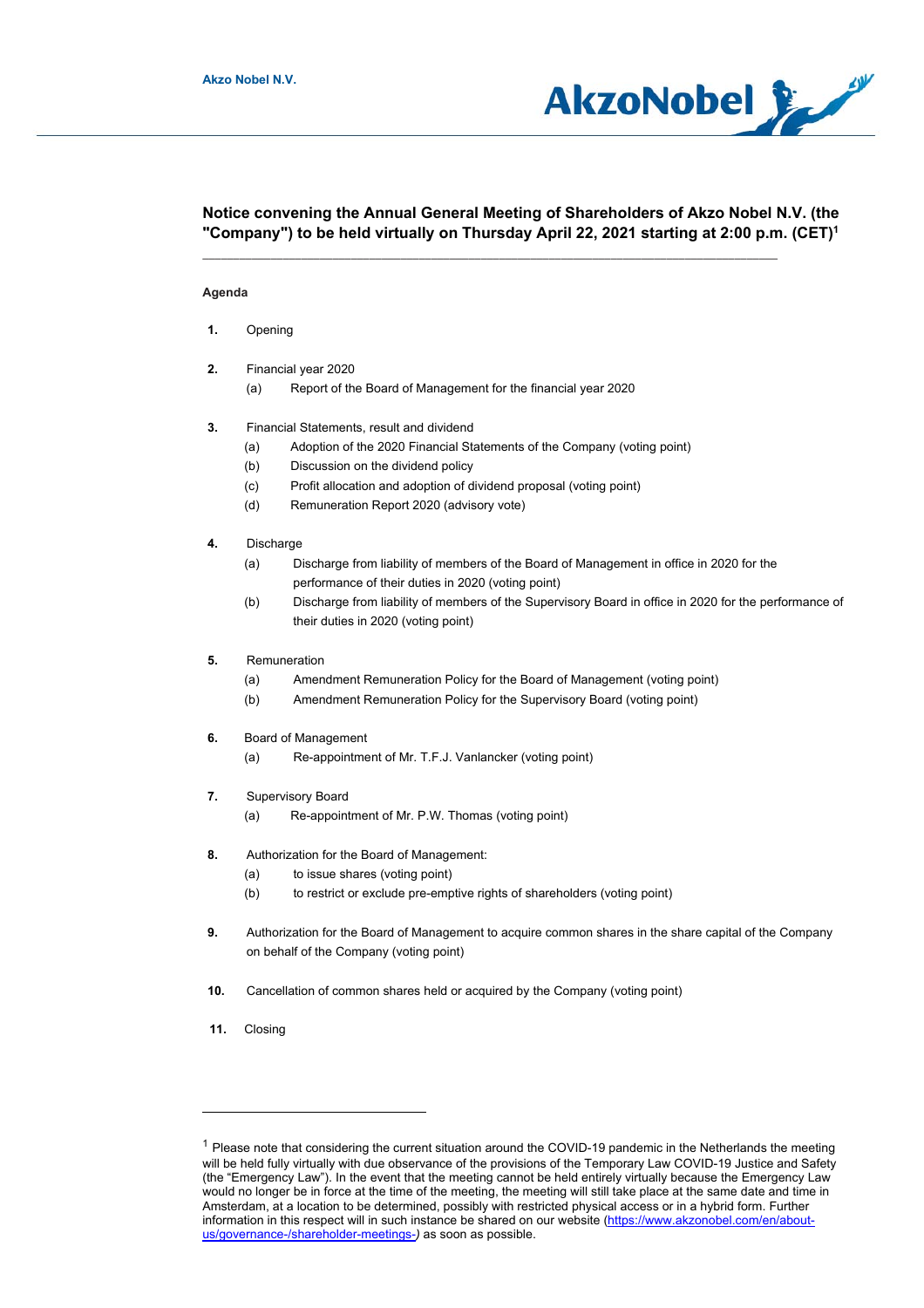Akzo Nobel N.V.

AkzoNobel

# Notice convening the Annual General Meeting of Shareholders of Akzo Nobel N.V. (the "Company") to be held virtually on Thursday April 22, 2021 starting at 2:00 p.m. (CET)[1]

**Agenda**

1. Opening

2. Financial year 2020
   (a) Report of the Board of Management for the financial year 2020

3. Financial Statements, result and dividend
   (a) Adoption of the 2020 Financial Statements of the Company (voting point)
   (b) Discussion on the dividend policy
   (c) Profit allocation and adoption of dividend proposal (voting point)
   (d) Remuneration Report 2020 (advisory vote)

4. Discharge
   (a) Discharge from liability of members of the Board of Management in office in 2020 for the performance of their duties in 2020 (voting point)
   (b) Discharge from liability of members of the Supervisory Board in office in 2020 for the performance of their duties in 2020 (voting point)

5. Remuneration
   (a) Amendment Remuneration Policy for the Board of Management (voting point)
   (b) Amendment Remuneration Policy for the Supervisory Board (voting point)

6. Board of Management
   (a) Re-appointment of Mr. T.F.J. Vanlancker (voting point)

7. Supervisory Board
   (a) Re-appointment of Mr. P.W. Thomas (voting point)

8. Authorization for the Board of Management:
   (a) to issue shares (voting point)
   (b) to restrict or exclude pre-emptive rights of shareholders (voting point)

9. Authorization for the Board of Management to acquire common shares in the share capital of the Company on behalf of the Company (voting point)

10. Cancellation of common shares held or acquired by the Company (voting point)

11. Closing

---

[1] Please note that considering the current situation around the COVID-19 pandemic in the Netherlands the meeting will be held fully virtually with due observance of the provisions of the Temporary Law COVID-19 Justice and Safety (the "Emergency Law"). In the event that the meeting cannot be held entirely virtually because the Emergency Law would no longer be in force at the time of the meeting, the meeting will still take place at the same date and time in Amsterdam, at a location to be determined, possibly with restricted physical access or in a hybrid form. Further information in this respect will in such instance be shared on our website (https://www.akzonobel.com/en/about-us/governance-/shareholder-meetings-) as soon as possible.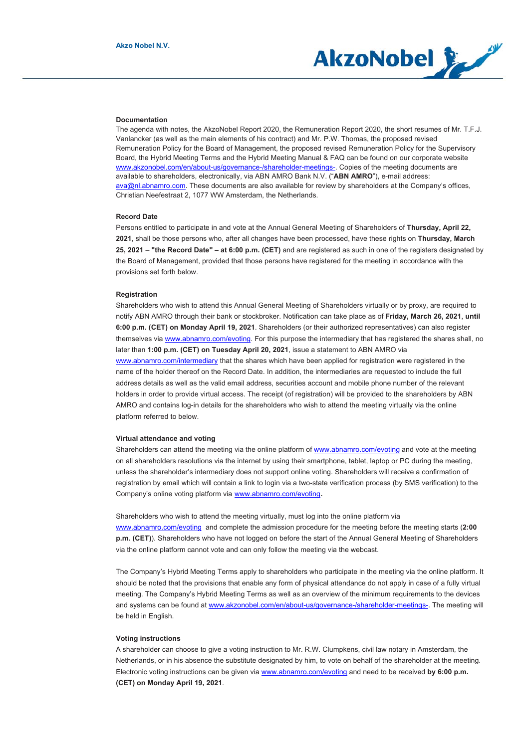#### Documentation

The agenda with notes, the AkzoNobel Report 2020, the Remuneration Report 2020, the short resumes of Mr. T.F.J. Vanlancker (as well as the main elements of his contract) and Mr. P.W. Thomas, the proposed revised Remuneration Policy for the Board of Management, the proposed revised Remuneration Policy for the Supervisory Board, the Hybrid Meeting Terms and the Hybrid Meeting Manual & FAQ can be found on our corporate website www.akzonobel.com/en/about-us/governance-/shareholder-meetings-. Copies of the meeting documents are available to shareholders, electronically, via ABN AMRO Bank N.V. ("**ABN AMRO**"), e-mail address: ava@nl.abnamro.com. These documents are also available for review by shareholders at the Company's offices, Christian Neefestraat 2, 1077 WW Amsterdam, the Netherlands.

#### Record Date

Persons entitled to participate in and vote at the Annual General Meeting of Shareholders of **Thursday, April 22, 2021**, shall be those persons who, after all changes have been processed, have these rights on **Thursday, March 25, 2021** – **"the Record Date" – at 6:00 p.m. (CET)** and are registered as such in one of the registers designated by the Board of Management, provided that those persons have registered for the meeting in accordance with the provisions set forth below.

#### Registration

Shareholders who wish to attend this Annual General Meeting of Shareholders virtually or by proxy, are required to notify ABN AMRO through their bank or stockbroker. Notification can take place as of **Friday, March 26, 2021**, **until 6:00 p.m. (CET) on Monday April 19, 2021**. Shareholders (or their authorized representatives) can also register themselves via www.abnamro.com/evoting. For this purpose the intermediary that has registered the shares shall, no later than **1:00 p.m. (CET) on Tuesday April 20, 2021**, issue a statement to ABN AMRO via www.abnamro.com/intermediary that the shares which have been applied for registration were registered in the name of the holder thereof on the Record Date. In addition, the intermediaries are requested to include the full address details as well as the valid email address, securities account and mobile phone number of the relevant holders in order to provide virtual access. The receipt (of registration) will be provided to the shareholders by ABN AMRO and contains log-in details for the shareholders who wish to attend the meeting virtually via the online platform referred to below.

#### Virtual attendance and voting

Shareholders can attend the meeting via the online platform of www.abnamro.com/evoting and vote at the meeting on all shareholders resolutions via the internet by using their smartphone, tablet, laptop or PC during the meeting, unless the shareholder's intermediary does not support online voting. Shareholders will receive a confirmation of registration by email which will contain a link to login via a two-state verification process (by SMS verification) to the Company's online voting platform via **www.abnamro.com/evoting.**

Shareholders who wish to attend the meeting virtually, must log into the online platform via www.abnamro.com/evoting and complete the admission procedure for the meeting before the meeting starts (**2:00 p.m. (CET)**). Shareholders who have not logged on before the start of the Annual General Meeting of Shareholders via the online platform cannot vote and can only follow the meeting via the webcast.

The Company's Hybrid Meeting Terms apply to shareholders who participate in the meeting via the online platform. It should be noted that the provisions that enable any form of physical attendance do not apply in case of a fully virtual meeting. The Company's Hybrid Meeting Terms as well as an overview of the minimum requirements to the devices and systems can be found at www.akzonobel.com/en/about-us/governance-/shareholder-meetings-. The meeting will be held in English.

#### Voting instructions

A shareholder can choose to give a voting instruction to Mr. R.W. Clumpkens, civil law notary in Amsterdam, the Netherlands, or in his absence the substitute designated by him, to vote on behalf of the shareholder at the meeting. Electronic voting instructions can be given via www.abnamro.com/evoting and need to be received **by 6:00 p.m. (CET) on Monday April 19, 2021**.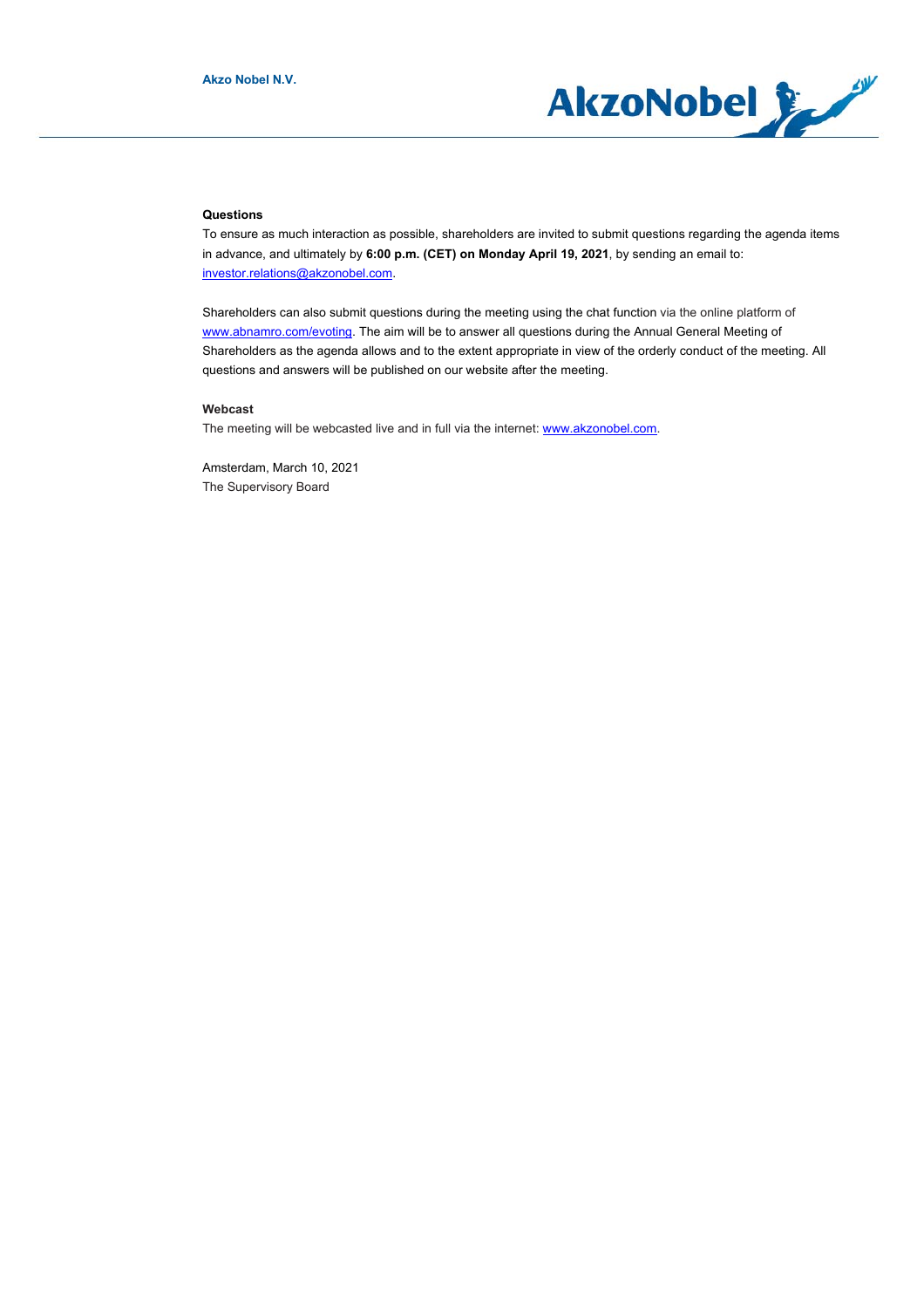**Questions**

To ensure as much interaction as possible, shareholders are invited to submit questions regarding the agenda items in advance, and ultimately by **6:00 p.m. (CET) on Monday April 19, 2021**, by sending an email to: investor.relations@akzonobel.com.

Shareholders can also submit questions during the meeting using the chat function via the online platform of www.abnamro.com/evoting. The aim will be to answer all questions during the Annual General Meeting of Shareholders as the agenda allows and to the extent appropriate in view of the orderly conduct of the meeting. All questions and answers will be published on our website after the meeting.

**Webcast**

The meeting will be webcasted live and in full via the internet: www.akzonobel.com.

Amsterdam, March 10, 2021
The Supervisory Board